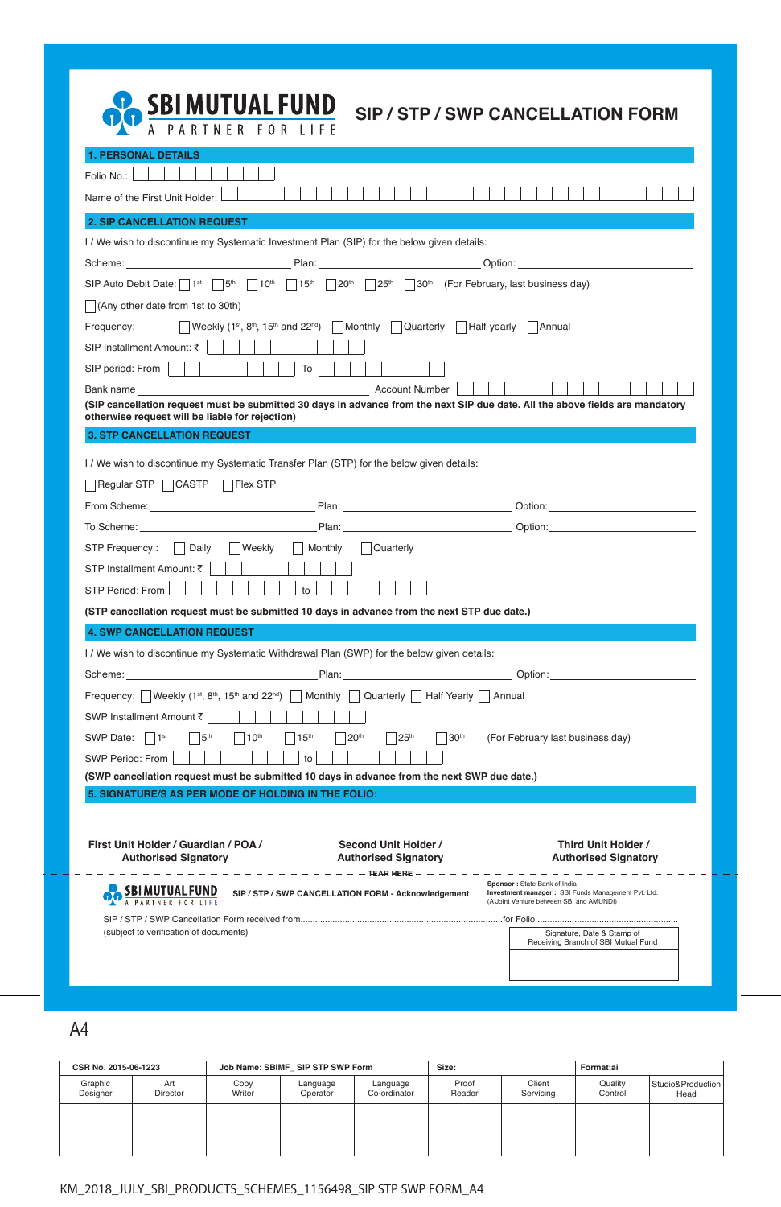# SBI MUTUAL FUND
A PARTNER FOR LIFE

# SIP / STP / SWP CANCELLATION FORM

## 1. PERSONAL DETAILS

Folio No.: 

Name of the First Unit Holder: 

## 2. SIP CANCELLATION REQUEST

I / We wish to discontinue my Systematic Investment Plan (SIP) for the below given details:

Scheme: ______________________ Plan: ______________________ Option: ______________________

SIP Auto Debit Date: ☐ 1st ☐ 5th ☐ 10th ☐ 15th ☐ 20th ☐ 25th ☐ 30th (For February, last business day)

☐ (Any other date from 1st to 30th)

Frequency: ☐ Weekly (1st, 8th, 15th and 22nd) ☐ Monthly ☐ Quarterly ☐ Half-yearly ☐ Annual

SIP Installment Amount: ₹ 

SIP period: From ______ To ______

Bank name ______________________ Account Number 

**(SIP cancellation request must be submitted 30 days in advance from the next SIP due date. All the above fields are mandatory otherwise request will be liable for rejection)**

## 3. STP CANCELLATION REQUEST

I / We wish to discontinue my Systematic Transfer Plan (STP) for the below given details:

☐ Regular STP ☐ CASTP ☐ Flex STP

From Scheme: ______________________ Plan: ______________________ Option: ______________________

To Scheme: ______________________ Plan: ______________________ Option: ______________________

STP Frequency : ☐ Daily ☐ Weekly ☐ Monthly ☐ Quarterly

STP Installment Amount: ₹ 

STP Period: From ______ to ______

**(STP cancellation request must be submitted 10 days in advance from the next STP due date.)**

## 4. SWP CANCELLATION REQUEST

I / We wish to discontinue my Systematic Withdrawal Plan (SWP) for the below given details:

Scheme: ______________________ Plan: ______________________ Option: ______________________

Frequency: ☐ Weekly (1st, 8th, 15th and 22nd) ☐ Monthly ☐ Quarterly ☐ Half Yearly ☐ Annual

SWP Installment Amount ₹ 

SWP Date: ☐ 1st ☐ 5th ☐ 10th ☐ 15th ☐ 20th ☐ 25th ☐ 30th (For February last business day)

SWP Period: From ______ to ______

**(SWP cancellation request must be submitted 10 days in advance from the next SWP due date.)**

## 5. SIGNATURE/S AS PER MODE OF HOLDING IN THE FOLIO:

| **First Unit Holder / Guardian / POA / Authorised Signatory** | **Second Unit Holder / Authorised Signatory** | **Third Unit Holder / Authorised Signatory** |
|---|---|---|

TEAR HERE

SBI MUTUAL FUND
A PARTNER FOR LIFE

**SIP / STP / SWP CANCELLATION FORM - Acknowledgement**

**Sponsor :** State Bank of India
**Investment manager :** SBI Funds Management Pvt. Ltd.
(A Joint Venture between SBI and AMUNDI)

SIP / STP / SWP Cancellation Form received from.................................................for Folio..........................................

(subject to verification of documents)

Signature, Date & Stamp of Receiving Branch of SBI Mutual Fund

A4

| CSR No. 2015-06-1223 | | Job Name: SBIMF_ SIP STP SWP Form | | | Size: | | Format:ai | |
|---|---|---|---|---|---|---|---|---|
| Graphic Designer | Art Director | Copy Writer | Language Operator | Language Co-ordinator | Proof Reader | Client Servicing | Quality Control | Studio&Production Head |
| | | | | | | | | |

KM_2018_JULY_SBI_PRODUCTS_SCHEMES_1156498_SIP STP SWP FORM_A4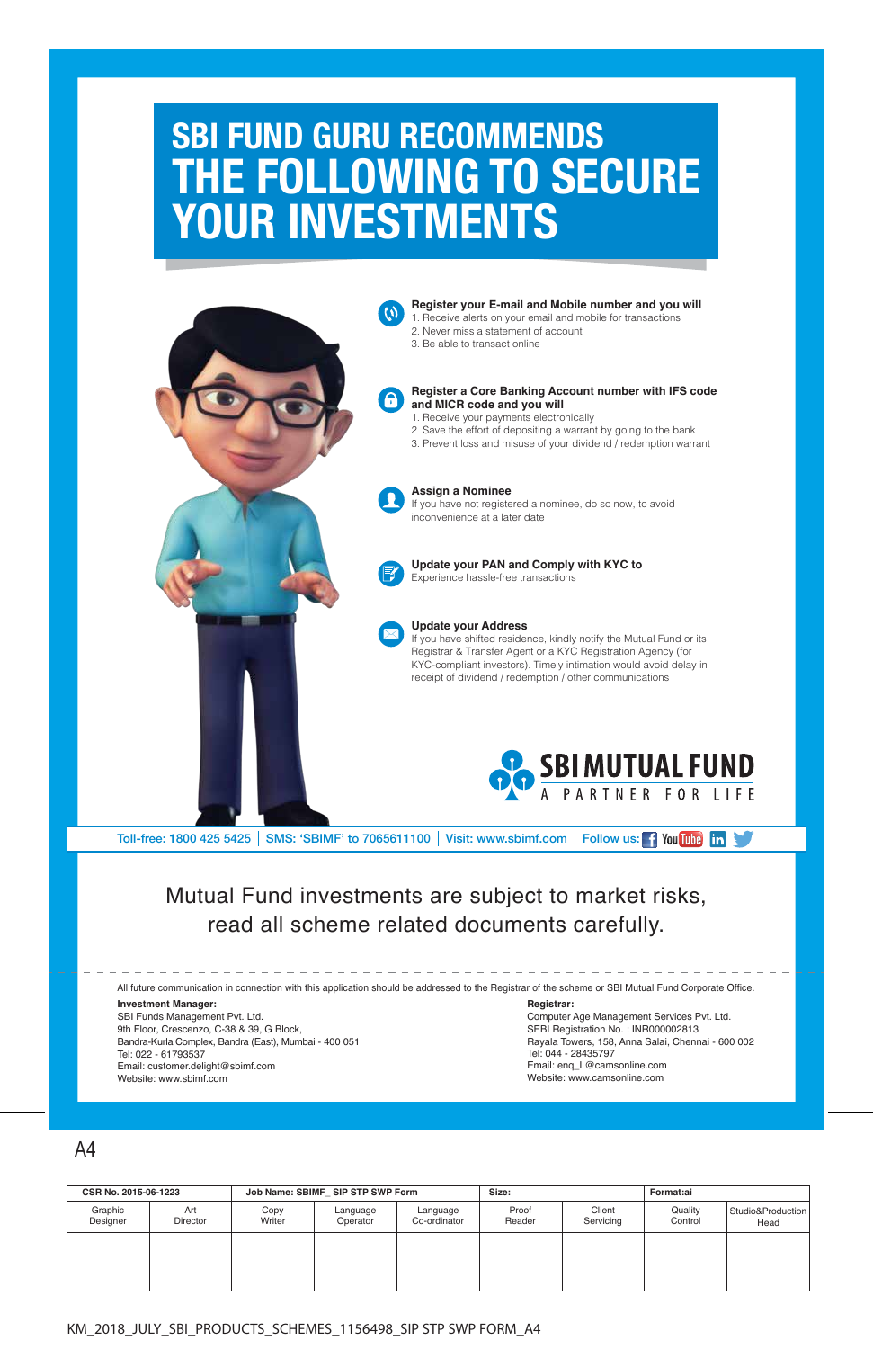# SBI FUND GURU RECOMMENDS THE FOLLOWING TO SECURE YOUR INVESTMENTS

**Register your E-mail and Mobile number and you will**
1. Receive alerts on your email and mobile for transactions
2. Never miss a statement of account
3. Be able to transact online

**Register a Core Banking Account number with IFS code and MICR code and you will**
1. Receive your payments electronically
2. Save the effort of depositing a warrant by going to the bank
3. Prevent loss and misuse of your dividend / redemption warrant

**Assign a Nominee**
If you have not registered a nominee, do so now, to avoid inconvenience at a later date

**Update your PAN and Comply with KYC to**
Experience hassle-free transactions

**Update your Address**
If you have shifted residence, kindly notify the Mutual Fund or its Registrar & Transfer Agent or a KYC Registration Agency (for KYC-compliant investors). Timely intimation would avoid delay in receipt of dividend / redemption / other communications

**SBI MUTUAL FUND**
A PARTNER FOR LIFE

Toll-free: 1800 425 5425 | SMS: 'SBIMF' to 7065611100 | Visit: www.sbimf.com | Follow us:

Mutual Fund investments are subject to market risks, read all scheme related documents carefully.

All future communication in connection with this application should be addressed to the Registrar of the scheme or SBI Mutual Fund Corporate Office.

**Investment Manager:**
SBI Funds Management Pvt. Ltd.
9th Floor, Crescenzo, C-38 & 39, G Block,
Bandra-Kurla Complex, Bandra (East), Mumbai - 400 051
Tel: 022 - 61793537
Email: customer.delight@sbimf.com
Website: www.sbimf.com

**Registrar:**
Computer Age Management Services Pvt. Ltd.
SEBI Registration No. : INR000002813
Rayala Towers, 158, Anna Salai, Chennai - 600 002
Tel: 044 - 28435797
Email: enq_L@camsonline.com
Website: www.camsonline.com

A4

| CSR No. 2015-06-1223 | | Job Name: SBIMF_ SIP STP SWP Form | | | Size: | | Format:ai | |
|---|---|---|---|---|---|---|---|---|
| Graphic Designer | Art Director | Copy Writer | Language Operator | Language Co-ordinator | Proof Reader | Client Servicing | Quality Control | Studio&Production Head |
| | | | | | | | | |

KM_2018_JULY_SBI_PRODUCTS_SCHEMES_1156498_SIP STP SWP FORM_A4